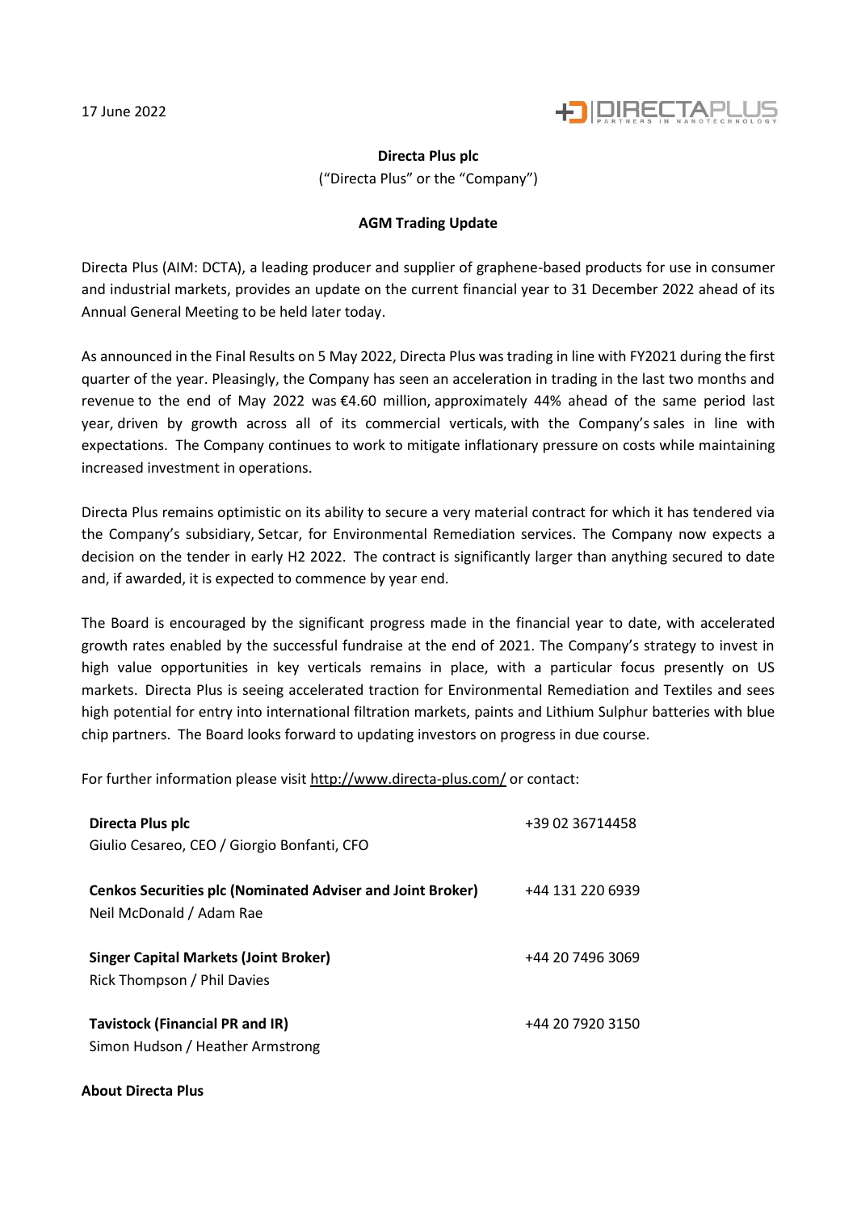17 June 2022

**Directa Plus plc**

("Directa Plus" or the "Company")

**AGM Trading Update**

Directa Plus (AIM: DCTA), a leading producer and supplier of graphene-based products for use in consumer and industrial markets, provides an update on the current financial year to 31 December 2022 ahead of its Annual General Meeting to be held later today.

As announced in the Final Results on 5 May 2022, Directa Plus was trading in line with FY2021 during the first quarter of the year. Pleasingly, the Company has seen an acceleration in trading in the last two months and revenue to the end of May 2022 was €4.60 million, approximately 44% ahead of the same period last year, driven by growth across all of its commercial verticals, with the Company's sales in line with expectations. The Company continues to work to mitigate inflationary pressure on costs while maintaining increased investment in operations.

Directa Plus remains optimistic on its ability to secure a very material contract for which it has tendered via the Company's subsidiary, Setcar, for Environmental Remediation services. The Company now expects a decision on the tender in early H2 2022. The contract is significantly larger than anything secured to date and, if awarded, it is expected to commence by year end.

The Board is encouraged by the significant progress made in the financial year to date, with accelerated growth rates enabled by the successful fundraise at the end of 2021. The Company's strategy to invest in high value opportunities in key verticals remains in place, with a particular focus presently on US markets. Directa Plus is seeing accelerated traction for Environmental Remediation and Textiles and sees high potential for entry into international filtration markets, paints and Lithium Sulphur batteries with blue chip partners. The Board looks forward to updating investors on progress in due course.

For further information please visit http://www.directa-plus.com/ or contact:

| | |
|---|---|
| **Directa Plus plc**<br>Giulio Cesareo, CEO / Giorgio Bonfanti, CFO | +39 02 36714458 |
| **Cenkos Securities plc (Nominated Adviser and Joint Broker)**<br>Neil McDonald / Adam Rae | +44 131 220 6939 |
| **Singer Capital Markets (Joint Broker)**<br>Rick Thompson / Phil Davies | +44 20 7496 3069 |
| **Tavistock (Financial PR and IR)**<br>Simon Hudson / Heather Armstrong | +44 20 7920 3150 |

**About Directa Plus**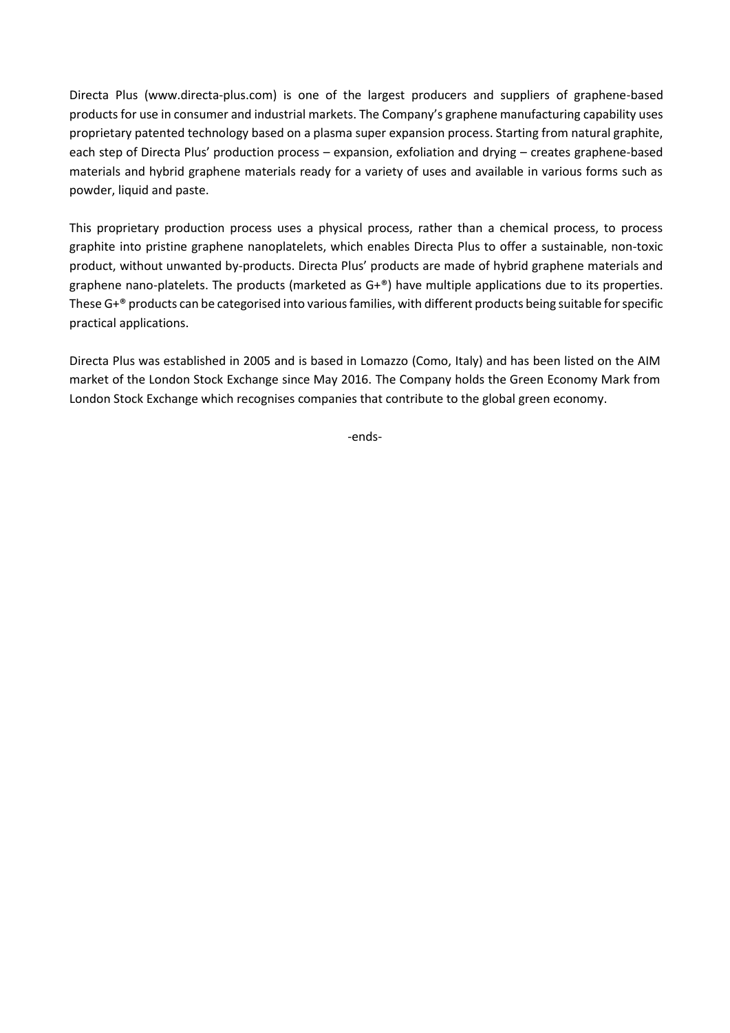Directa Plus (www.directa-plus.com) is one of the largest producers and suppliers of graphene-based products for use in consumer and industrial markets. The Company's graphene manufacturing capability uses proprietary patented technology based on a plasma super expansion process. Starting from natural graphite, each step of Directa Plus' production process – expansion, exfoliation and drying – creates graphene-based materials and hybrid graphene materials ready for a variety of uses and available in various forms such as powder, liquid and paste.

This proprietary production process uses a physical process, rather than a chemical process, to process graphite into pristine graphene nanoplatelets, which enables Directa Plus to offer a sustainable, non-toxic product, without unwanted by-products. Directa Plus' products are made of hybrid graphene materials and graphene nano-platelets. The products (marketed as G+®) have multiple applications due to its properties. These G+® products can be categorised into various families, with different products being suitable for specific practical applications.

Directa Plus was established in 2005 and is based in Lomazzo (Como, Italy) and has been listed on the AIM market of the London Stock Exchange since May 2016. The Company holds the Green Economy Mark from London Stock Exchange which recognises companies that contribute to the global green economy.

-ends-